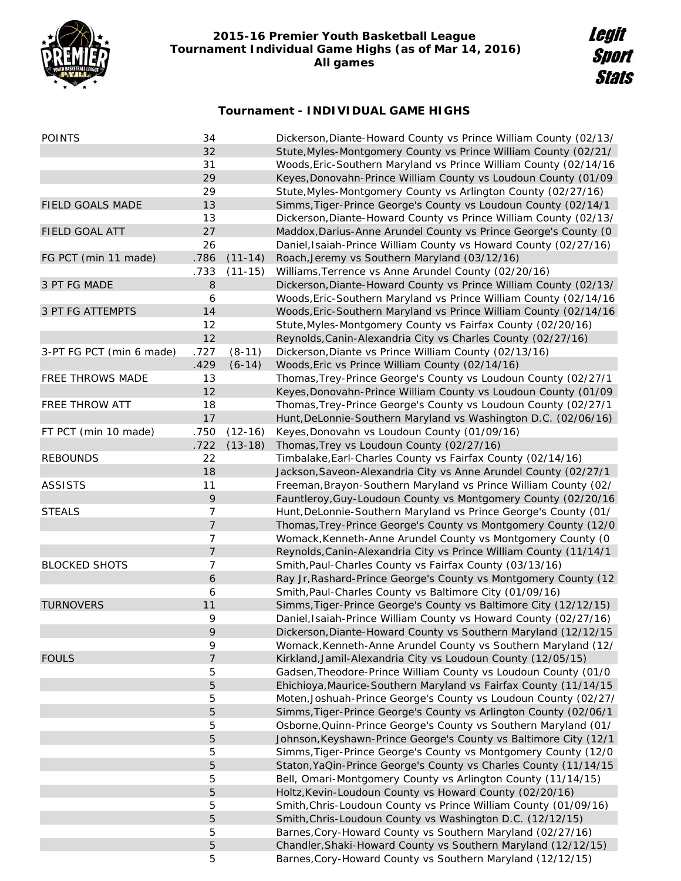# 2015-16 Premier Youth Basketball League
## Tournament Individual Game Highs (as of Mar 14, 2016)
### All games

Legit Sport Stats

### Tournament - INDIVIDUAL GAME HIGHS

| Category | Value | | Player |
|---|---|---|---|
| POINTS | 34 | | Dickerson,Diante-Howard County vs Prince William County (02/13/ |
| | 32 | | Stute,Myles-Montgomery County vs Prince William County (02/21/ |
| | 31 | | Woods,Eric-Southern Maryland vs Prince William County (02/14/16 |
| | 29 | | Keyes,Donovahn-Prince William County vs Loudoun County (01/09 |
| | 29 | | Stute,Myles-Montgomery County vs Arlington County (02/27/16) |
| FIELD GOALS MADE | 13 | | Simms,Tiger-Prince George's County vs Loudoun County (02/14/1 |
| | 13 | | Dickerson,Diante-Howard County vs Prince William County (02/13/ |
| FIELD GOAL ATT | 27 | | Maddox,Darius-Anne Arundel County vs Prince George's County (0 |
| | 26 | | Daniel,Isaiah-Prince William County vs Howard County (02/27/16) |
| FG PCT (min 11 made) | .786 | (11-14) | Roach,Jeremy vs Southern Maryland (03/12/16) |
| | .733 | (11-15) | Williams,Terrence vs Anne Arundel County (02/20/16) |
| 3 PT FG MADE | 8 | | Dickerson,Diante-Howard County vs Prince William County (02/13/ |
| | 6 | | Woods,Eric-Southern Maryland vs Prince William County (02/14/16 |
| 3 PT FG ATTEMPTS | 14 | | Woods,Eric-Southern Maryland vs Prince William County (02/14/16 |
| | 12 | | Stute,Myles-Montgomery County vs Fairfax County (02/20/16) |
| | 12 | | Reynolds,Canin-Alexandria City vs Charles County (02/27/16) |
| 3-PT FG PCT (min 6 made) | .727 | (8-11) | Dickerson,Diante vs Prince William County (02/13/16) |
| | .429 | (6-14) | Woods,Eric vs Prince William County (02/14/16) |
| FREE THROWS MADE | 13 | | Thomas,Trey-Prince George's County vs Loudoun County (02/27/1 |
| | 12 | | Keyes,Donovahn-Prince William County vs Loudoun County (01/09 |
| FREE THROW ATT | 18 | | Thomas,Trey-Prince George's County vs Loudoun County (02/27/1 |
| | 17 | | Hunt,DeLonnie-Southern Maryland vs Washington D.C. (02/06/16) |
| FT PCT (min 10 made) | .750 | (12-16) | Keyes,Donovahn vs Loudoun County (01/09/16) |
| | .722 | (13-18) | Thomas,Trey vs Loudoun County (02/27/16) |
| REBOUNDS | 22 | | Timbalake,Earl-Charles County vs Fairfax County (02/14/16) |
| | 18 | | Jackson,Saveon-Alexandria City vs Anne Arundel County (02/27/1 |
| ASSISTS | 11 | | Freeman,Brayon-Southern Maryland vs Prince William County (02/ |
| | 9 | | Fauntleroy,Guy-Loudoun County vs Montgomery County (02/20/16 |
| STEALS | 7 | | Hunt,DeLonnie-Southern Maryland vs Prince George's County (01/ |
| | 7 | | Thomas,Trey-Prince George's County vs Montgomery County (12/0 |
| | 7 | | Womack,Kenneth-Anne Arundel County vs Montgomery County (0 |
| | 7 | | Reynolds,Canin-Alexandria City vs Prince William County (11/14/1 |
| BLOCKED SHOTS | 7 | | Smith,Paul-Charles County vs Fairfax County (03/13/16) |
| | 6 | | Ray Jr,Rashard-Prince George's County vs Montgomery County (12 |
| | 6 | | Smith,Paul-Charles County vs Baltimore City (01/09/16) |
| TURNOVERS | 11 | | Simms,Tiger-Prince George's County vs Baltimore City (12/12/15) |
| | 9 | | Daniel,Isaiah-Prince William County vs Howard County (02/27/16) |
| | 9 | | Dickerson,Diante-Howard County vs Southern Maryland (12/12/15 |
| | 9 | | Womack,Kenneth-Anne Arundel County vs Southern Maryland (12/ |
| FOULS | 7 | | Kirkland,Jamil-Alexandria City vs Loudoun County (12/05/15) |
| | 5 | | Gadsen,Theodore-Prince William County vs Loudoun County (01/0 |
| | 5 | | Ehichioya,Maurice-Southern Maryland vs Fairfax County (11/14/15 |
| | 5 | | Moten,Joshuah-Prince George's County vs Loudoun County (02/27/ |
| | 5 | | Simms,Tiger-Prince George's County vs Arlington County (02/06/1 |
| | 5 | | Osborne,Quinn-Prince George's County vs Southern Maryland (01/ |
| | 5 | | Johnson,Keyshawn-Prince George's County vs Baltimore City (12/1 |
| | 5 | | Simms,Tiger-Prince George's County vs Montgomery County (12/0 |
| | 5 | | Staton,YaQin-Prince George's County vs Charles County (11/14/15 |
| | 5 | | Bell, Omari-Montgomery County vs Arlington County (11/14/15) |
| | 5 | | Holtz,Kevin-Loudoun County vs Howard County (02/20/16) |
| | 5 | | Smith,Chris-Loudoun County vs Prince William County (01/09/16) |
| | 5 | | Smith,Chris-Loudoun County vs Washington D.C. (12/12/15) |
| | 5 | | Barnes,Cory-Howard County vs Southern Maryland (02/27/16) |
| | 5 | | Chandler,Shaki-Howard County vs Southern Maryland (12/12/15) |
| | 5 | | Barnes,Cory-Howard County vs Southern Maryland (12/12/15) |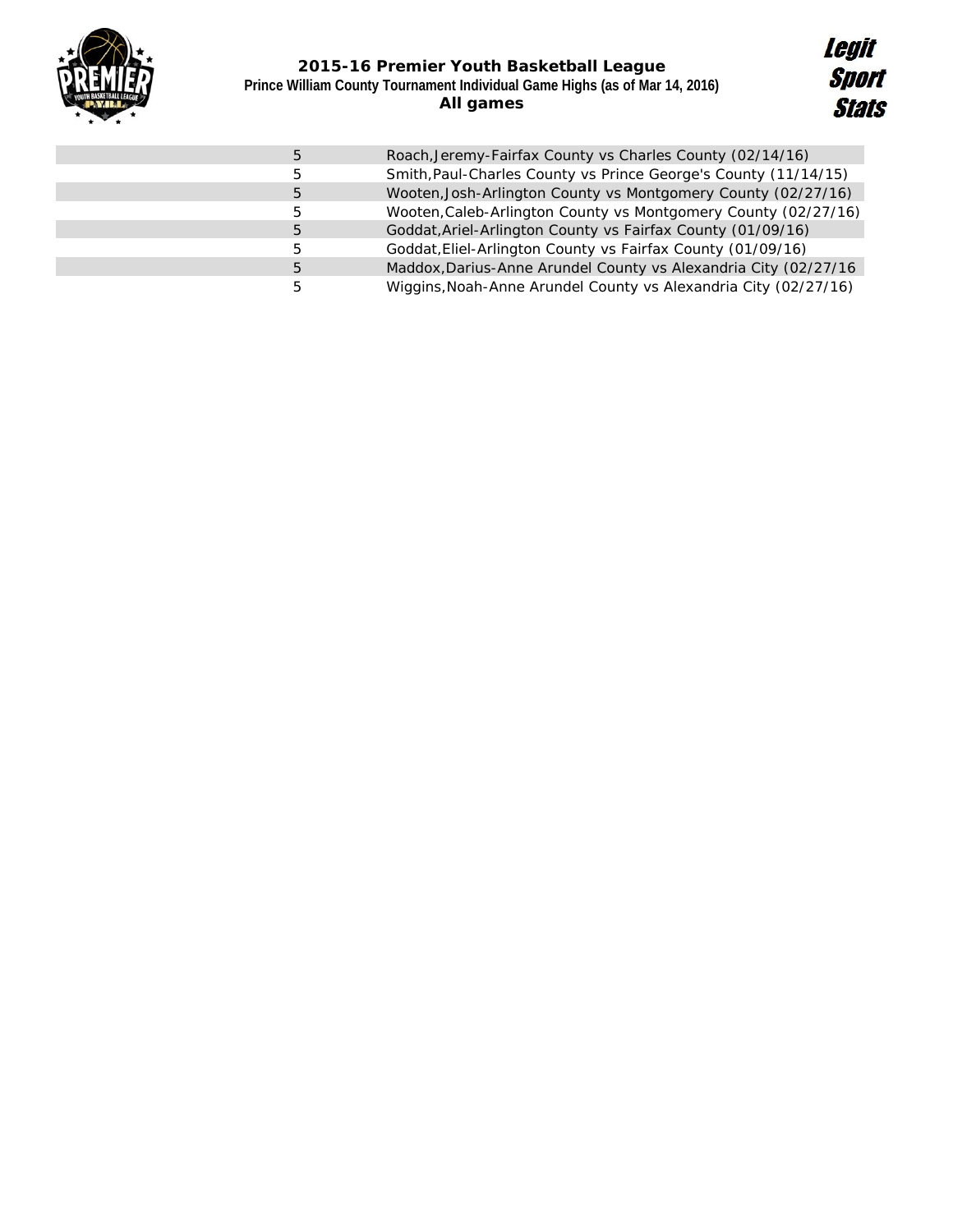| | | |
|---|---|---|
| | 5 | Roach,Jeremy-Fairfax County vs Charles County (02/14/16) |
| | 5 | Smith,Paul-Charles County vs Prince George's County (11/14/15) |
| | 5 | Wooten,Josh-Arlington County vs Montgomery County (02/27/16) |
| | 5 | Wooten,Caleb-Arlington County vs Montgomery County (02/27/16) |
| | 5 | Goddat,Ariel-Arlington County vs Fairfax County (01/09/16) |
| | 5 | Goddat,Eliel-Arlington County vs Fairfax County (01/09/16) |
| | 5 | Maddox,Darius-Anne Arundel County vs Alexandria City (02/27/16 |
| | 5 | Wiggins,Noah-Anne Arundel County vs Alexandria City (02/27/16) |